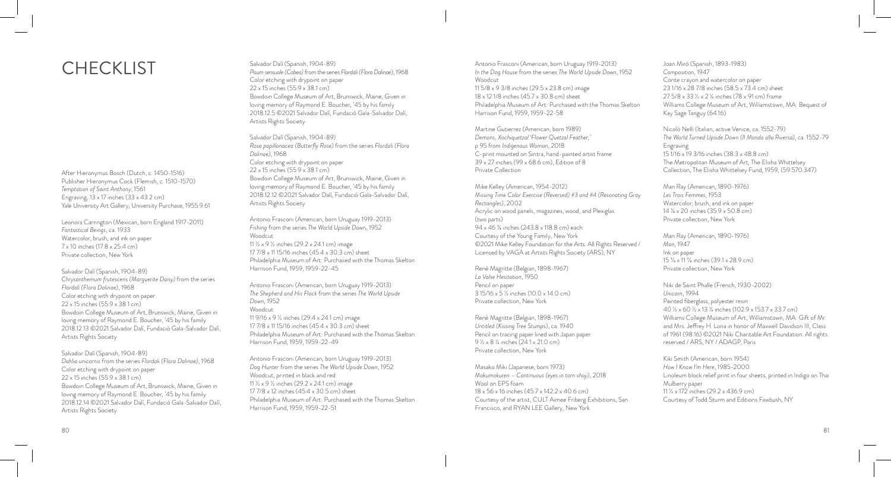# CHECKLIST

After Hieronymus Bosch (Dutch, c. 1450-1516)
Publisher Hieronymus Cock (Flemish, c. 1510-1570)
*Temptation of Saint Anthony*, 1561
Engraving, 13 x 17 inches (33 x 43.2 cm)
Yale University Art Gallery, University Purchase, 1955.9.61

Leonora Carrington (Mexican, born England 1917-2011)
*Fantastical Beings*, ca. 1933
Watercolor, brush, and ink on paper
7 x 10 inches (17.8 x 25.4 cm)
Private collection, New York

Salvador Dalí (Spanish, 1904-89)
*Chrysanthemum frutescens (Marguerite Daisy)* from the series *Flordali (Flora Dalinae)*, 1968
Color etching with drypoint on paper
22 x 15 inches (55.9 x 38.1 cm)
Bowdoin College Museum of Art, Brunswick, Maine, Given in loving memory of Raymond E. Boucher, '45 by his family 2018.12.13 ©2021 Salvador Dalí, Fundació Gala-Salvador Dalí, Artists Rights Society

Salvador Dalí (Spanish, 1904-89)
*Dahlia unicornis* from the series *Flordali (Flora Dalinae)*, 1968
Color etching with drypoint on paper
22 x 15 inches (55.9 x 38.1 cm)
Bowdoin College Museum of Art, Brunswick, Maine, Given in loving memory of Raymond E. Boucher, '45 by his family 2018.12.14 ©2021 Salvador Dalí, Fundació Gala-Salvador Dalí, Artists Rights Society

Salvador Dalí (Spanish, 1904-89)
*Pisum sensuale (Cobea)* from the series *Flordali (Flora Dalinae)*, 1968
Color etching with drypoint on paper
22 x 15 inches (55.9 x 38.1 cm)
Bowdoin College Museum of Art, Brunswick, Maine, Given in loving memory of Raymond E. Boucher, '45 by his family 2018.12.5 ©2021 Salvador Dalí, Fundació Gala-Salvador Dalí, Artists Rights Society

Salvador Dalí (Spanish, 1904-89)
*Rosa papillonacea (Butterfly Rose)* from the series *Flordali (Flora Dalinae)*, 1968
Color etching with drypoint on paper
22 x 15 inches (55.9 x 38.1 cm)
Bowdoin College Museum of Art, Brunswick, Maine, Given in loving memory of Raymond E. Boucher, '45 by his family 2018.12.12 ©2021 Salvador Dalí, Fundació Gala-Salvador Dalí, Artists Rights Society

Antonio Frasconi (American, born Uruguay 1919-2013)
*Fishing* from the series *The World Upside Down*, 1952
Woodcut
11 ½ x 9 ½ inches (29.2 x 24.1 cm) image
17 7/8 x 11 15/16 inches (45.4 x 30.3 cm) sheet
Philadelphia Museum of Art: Purchased with the Thomas Skelton Harrison Fund, 1959, 1959-22-45

Antonio Frasconi (American, born Uruguay 1919-2013)
*The Shepherd and His Flock* from the series *The World Upside Down*, 1952
Woodcut
11 9/16 x 9 ½ inches (29.4 x 24.1 cm) image
17 7/8 x 11 15/16 inches (45.4 x 30.3 cm) sheet
Philadelphia Museum of Art: Purchased with the Thomas Skelton Harrison Fund, 1959, 1959-22-49

Antonio Frasconi (American, born Uruguay 1919-2013)
*Dog Hunter* from the series *The World Upside Down*, 1952
Woodcut, printed in black and red
11 ½ x 9 ½ inches (29.2 x 24.1 cm) image
17 7/8 x 12 inches (45.4 x 30.5 cm) sheet
Philadelphia Museum of Art: Purchased with the Thomas Skelton Harrison Fund, 1959, 1959-22-51

Antonio Frasconi (American, born Uruguay 1919-2013)
*In the Dog House* from the series *The World Upside Down*, 1952
Woodcut
11 5/8 x 9 3/8 inches (29.5 x 23.8 cm) image
18 x 12 1/8 inches (45.7 x 30.8 cm) sheet
Philadelphia Museum of Art: Purchased with the Thomas Skelton Harrison Fund, 1959, 1959-22-58

Martine Gutierrez (American, born 1989)
*Demons, Xochiquetzal 'Flower Quetzal Feather,'* p 95 from *Indigenous Woman*, 2018
C-print mounted on Sintra, hand-painted artist frame
39 x 27 inches (99 x 68.6 cm), Edition of 8
Private Collection

Mike Kelley (American, 1954-2012)
*Missing Time Color Exercise (Reversed) #3 and #4 (Resonating Gray Rectangles)*, 2002
Acrylic on wood panels, magazines, wood, and Plexiglas (two parts)
94 x 46 ¾ inches (243.8 x 118.8 cm) each
Courtesy of the Young Family, New York
©2021 Mike Kelley Foundation for the Arts. All Rights Reserved / Licensed by VAGA at Artists Rights Society (ARS), NY

René Magritte (Belgian, 1898-1967)
*La Valse Hesitation*, 1950
Pencil on paper
3 15/16 x 5 ½ inches (10.0 x 14.0 cm)
Private collection, New York

René Magritte (Belgian, 1898-1967)
*Untitled (Kissing Tree Stumps)*, ca. 1940
Pencil on tracing paper lined with Japan paper
9 ½ x 8 ¼ inches (24.1 x 21.0 cm)
Private collection, New York

Masako Miki (Japanese, born 1973)
*Mokumokuren – Continuous (eyes in torn shoji)*, 2018
Wool on EPS foam
18 x 56 x 16 inches (45.7 x 142.2 x 40.6 cm)
Courtesy of the artist, CULT Aimee Friberg Exhibitions, San Francisco, and RYAN LEE Gallery, New York

Joan Miró (Spanish, 1893-1983)
*Composition*, 1947
Conte crayon and watercolor on paper
23 1/16 x 28 7/8 inches (58.5 x 73.4 cm) sheet
27 5/8 x 33 ½ x 2 ¼ inches (78 x 91 cm) frame
Williams College Museum of Art, Williamstown, MA: Bequest of Kay Sage Tanguy (64.16)

Nicolò Nelli (Italian, active Venice, ca. 1552-79)
*The World Turned Upside Down (Il Mondo alla Riversa)*, ca. 1552-79
Engraving
15 1/16 x 19 3/16 inches (38.3 x 48.8 cm)
The Metropolitan Museum of Art, The Elisha Whittelsey Collection, The Elisha Whittelsey Fund, 1959, (59.570.347)

Man Ray (American, 1890-1976)
*Les Trois Femmes*, 1953
Watercolor, brush, and ink on paper
14 ⅛ x 20 inches (35.9 x 50.8 cm)
Private collection, New York

Man Ray (American, 1890-1976)
*Man*, 1947
Ink on paper
15 ⅜ x 11 ⅜ inches (39.1 x 28.9 cm)
Private collection, New York

Niki de Saint Phalle (French, 1930-2002)
*Unicorn*, 1994
Painted fiberglass, polyester resin
40 ½ x 60 ½ x 13 ¼ inches (102.9 x 153.7 x 33.7 cm)
Williams College Museum of Art, Williamstown, MA: Gift of Mr. and Mrs. Jeffrey H. Loria in honor of Maxwell Davidson III, Class of 1961 (98.16) ©2021 Niki Charitable Art Foundation. All rights reserved / ARS, NY / ADAGP, Paris

Kiki Smith (American, born 1954)
*How I Know I'm Here*, 1985-2000
Linoleum block relief print in four sheets, printed in Indigo on Thai Mulberry paper
11 ½ x 172 inches (29.2 x 436.9 cm)
Courtesy of Todd Sturm and Editions Fawbush, NY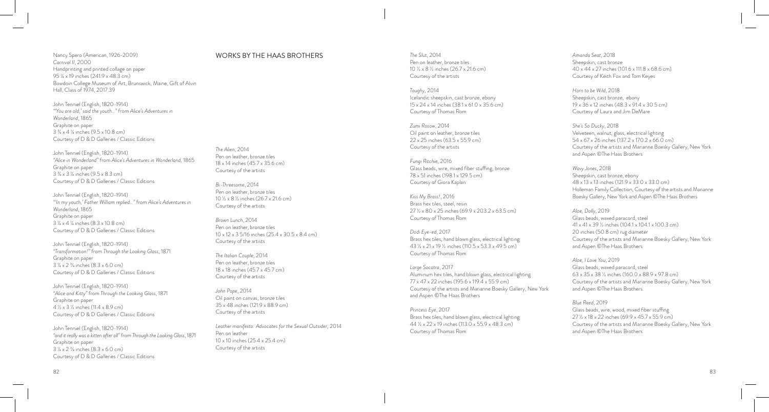Nancy Spero (American, 1926-2009)
*Carnival II*, 2000
Handprinting and printed collage on paper
95 ¼ x 19 inches (241.9 x 48.3 cm)
Bowdoin College Museum of Art, Brunswick, Maine, Gift of Alvin Hall, Class of 1974, 2017.39

John Tenniel (English, 1820-1914)
*"'You are old,' said the youth..."* from *Alice's Adventures in Wonderland*, 1865
Graphite on paper
3 ¾ x 4 ¼ inches (9.5 x 10.8 cm)
Courtesy of D & D Galleries / Classic Editions

John Tenniel (English, 1820-1914)
*"Alice in Wonderland"* from *Alice's Adventures in Wonderland*, 1865
Graphite on paper
3 ¾ x 3 ¼ inches (9.5 x 8.3 cm)
Courtesy of D & D Galleries / Classic Editions

John Tenniel (English, 1820-1914)
*"'In my youth,' Father William replied..."* from *Alice's Adventures in Wonderland*, 1865
Graphite on paper
3 ¼ x 4 ¼ inches (8.3 x 10.8 cm)
Courtesy of D & D Galleries / Classic Editions

John Tenniel (English, 1820-1914)
*"Transformation!"* from *Through the Looking Glass*, 1871
Graphite on paper
3 ¼ x 2 ⅜ inches (8.3 x 6.0 cm)
Courtesy of D & D Galleries / Classic Editions

John Tenniel (English, 1820-1914)
*"Alice and Kitty"* from *Through the Looking Glass*, 1871
Graphite on paper
4 ½ x 3 ½ inches (11.4 x 8.9 cm)
Courtesy of D & D Galleries / Classic Editions

John Tenniel (English, 1820-1914)
*"and it really was a kitten after all"* from *Through the Looking Glass*, 1871
Graphite on paper
3 ¼ x 2 ⅜ inches (8.3 x 6.0 cm)
Courtesy of D & D Galleries / Classic Editions

## WORKS BY THE HAAS BROTHERS

*The Alien*, 2014
Pen on leather, bronze tiles
18 x 14 inches (45.7 x 35.6 cm)
Courtesy of the artists

*Bi-Threesome*, 2014
Pen on leather, bronze tiles
10 ½ x 8 ½ inches (26.7 x 21.6 cm)
Courtesy of the artists

*Brown Lunch*, 2014
Pen on leather, bronze tiles
10 x 12 x 3 5/16 inches (25.4 x 30.5 x 8.4 cm)
Courtesy of the artists

*The Italian Couple*, 2014
Pen on leather, bronze tiles
18 x 18 inches (45.7 x 45.7 cm)
Courtesy of the artists

*John Pope*, 2014
Oil paint on canvas, bronze tiles
35 x 48 inches (121.9 x 88.9 cm)
Courtesy of the artists

*Leather manifesto: Advocates for the Sexual Outsider*, 2014
Pen on leather
10 x 10 inches (25.4 x 25.4 cm)
Courtesy of the artists

*The Slut*, 2014
Pen on leather, bronze tiles
10 ½ x 8 ½ inches (26.7 x 21.6 cm)
Courtesy of the artists

*Toughy*, 2014
Icelandic sheepskin, cast bronze, ebony
15 x 24 x 14 inches (38.1 x 61.0 x 35.6 cm)
Courtesy of Thomas Rom

*Zumi Rosow*, 2014
Oil paint on leather, bronze tiles
22 x 25 inches (63.5 x 55.9 cm)
Courtesy of the artists

*Fungi Ritchie*, 2016
Glass beads, wire, mixed fiber stuffing, bronze
78 x 51 inches (198.1 x 129.5 cm)
Courtesy of Giora Kaplan

*Kiss My Brass!*, 2016
Brass hex tiles, steel, resin
27 ½ x 80 x 25 inches (69.9 x 203.2 x 63.5 cm)
Courtesy of Thomas Rom

*Dodi Eye-ed*, 2017
Brass hex tiles, hand blown glass, electrical lighting
43 ½ x 21 x 19 ½ inches (110.5 x 53.3 x 49.5 cm)
Courtesy of Thomas Rom

*Large Socatra*, 2017
Aluminum hex tiles, hand blown glass, electrical lighting
77 x 47 x 22 inches (195.6 x 119.4 x 55.9 cm)
Courtesy of the artists and Marianne Boesky Gallery, New York and Aspen ©The Haas Brothers

*Princess Eye*, 2017
Brass hex tiles, hand blown glass, electrical lighting
44 ½ x 22 x 19 inches (113.0 x 55.9 x 48.3 cm)
Courtesy of Thomas Rom

*Amanda Seat*, 2018
Sheepskin, cast bronze
40 x 44 x 27 inches (101.6 x 111.8 x 68.6 cm)
Courtesy of Keith Fox and Tom Keyes

*Horn to be Wild*, 2018
Sheepskin, cast bronze, ebony
19 x 36 x 12 inches (48.3 x 91.4 x 30.5 cm)
Courtesy of Laura and Jim DeMare

*She's So Ducky*, 2018
Velveteen, walnut, glass, electrical lighting
54 x 67 x 26 inches (137.2 x 170.2 x 66.0 cm)
Courtesy of the artists and Marianne Boesky Gallery, New York and Aspen ©The Haas Brothers

*Wavy Jones*, 2018
Sheepskin, cast bronze, ebony
48 x 13 x 13 inches (121.9 x 33.0 x 33.0 cm)
Holleman Family Collection, Courtesy of the artists and Marianne Boesky Gallery, New York and Aspen ©The Haas Brothers

*Aloe, Dolly*, 2019
Glass beads, waxed paracord, steel
41 x 41 x 39 ½ inches (104.1 x 104.1 x 100.3 cm)
20 inches (50.8 cm) rug diameter
Courtesy of the artists and Marianne Boesky Gallery, New York and Aspen ©The Haas Brothers

*Aloe, I Love You*, 2019
Glass beads, waxed paracord, steel
63 x 35 x 38 ½ inches (160.0 x 88.9 x 97.8 cm)
Courtesy of the artists and Marianne Boesky Gallery, New York and Aspen ©The Haas Brothers

*Blue Reed*, 2019
Glass beads, wire, wood, mixed fiber stuffing
27 ½ x 18 x 22 inches (69.9 x 45.7 x 55.9 cm)
Courtesy of the artists and Marianne Boesky Gallery, New York and Aspen ©The Haas Brothers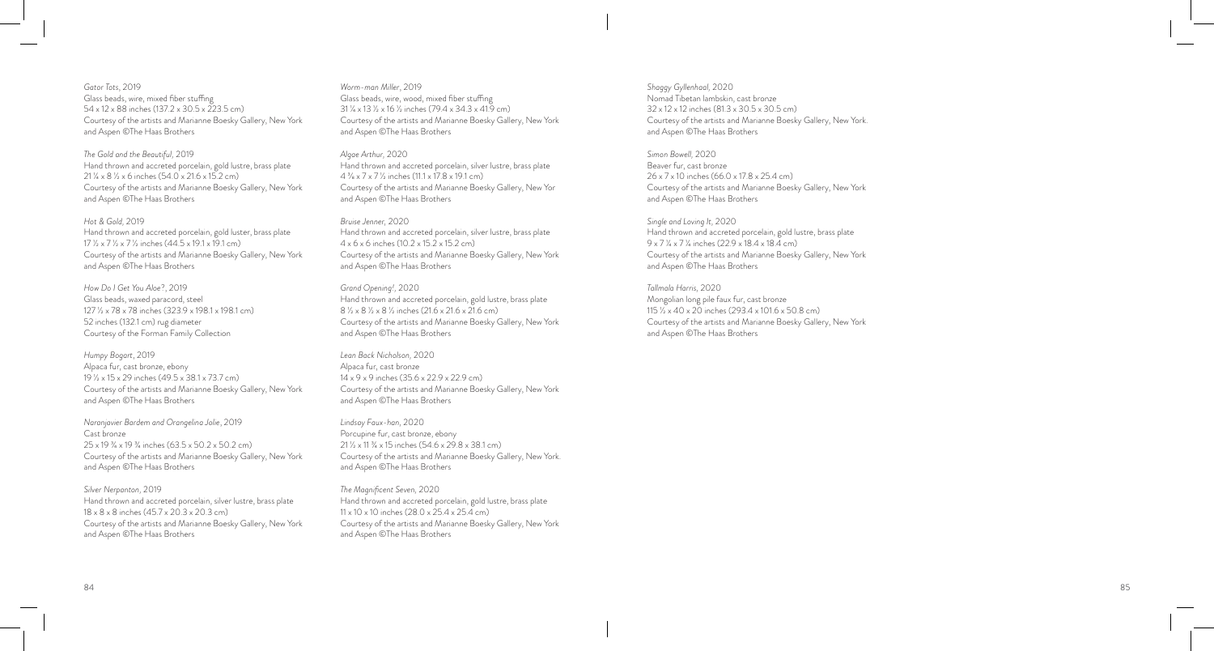*Gator Tots*, 2019
Glass beads, wire, mixed fiber stuffing
54 x 12 x 88 inches (137.2 x 30.5 x 223.5 cm)
Courtesy of the artists and Marianne Boesky Gallery, New York and Aspen ©The Haas Brothers

*The Gold and the Beautiful*, 2019
Hand thrown and accreted porcelain, gold lustre, brass plate
21 ¼ x 8 ½ x 6 inches (54.0 x 21.6 x 15.2 cm)
Courtesy of the artists and Marianne Boesky Gallery, New York and Aspen ©The Haas Brothers

*Hot & Gold*, 2019
Hand thrown and accreted porcelain, gold luster, brass plate
17 ½ x 7 ½ x 7 ½ inches (44.5 x 19.1 x 19.1 cm)
Courtesy of the artists and Marianne Boesky Gallery, New York and Aspen ©The Haas Brothers

*How Do I Get You Aloe?*, 2019
Glass beads, waxed paracord, steel
127 ½ x 78 x 78 inches (323.9 x 198.1 x 198.1 cm)
52 inches (132.1 cm) rug diameter
Courtesy of the Forman Family Collection

*Humpy Bogart*, 2019
Alpaca fur, cast bronze, ebony
19 ½ x 15 x 29 inches (49.5 x 38.1 x 73.7 cm)
Courtesy of the artists and Marianne Boesky Gallery, New York and Aspen ©The Haas Brothers

*Naranjavier Bardem and Orangelina Jolie*, 2019
Cast bronze
25 x 19 ¾ x 19 ¾ inches (63.5 x 50.2 x 50.2 cm)
Courtesy of the artists and Marianne Boesky Gallery, New York and Aspen ©The Haas Brothers

*Silver Nerpanton*, 2019
Hand thrown and accreted porcelain, silver lustre, brass plate
18 x 8 x 8 inches (45.7 x 20.3 x 20.3 cm)
Courtesy of the artists and Marianne Boesky Gallery, New York and Aspen ©The Haas Brothers

*Worm-man Miller*, 2019
Glass beads, wire, wood, mixed fiber stuffing
31 ¼ x 13 ½ x 16 ½ inches (79.4 x 34.3 x 41.9 cm)
Courtesy of the artists and Marianne Boesky Gallery, New York and Aspen ©The Haas Brothers

*Algae Arthur*, 2020
Hand thrown and accreted porcelain, silver lustre, brass plate
4 ⅜ x 7 x 7 ½ inches (11.1 x 17.8 x 19.1 cm)
Courtesy of the artists and Marianne Boesky Gallery, New Yor and Aspen ©The Haas Brothers

*Bruise Jenner*, 2020
Hand thrown and accreted porcelain, silver lustre, brass plate
4 x 6 x 6 inches (10.2 x 15.2 x 15.2 cm)
Courtesy of the artists and Marianne Boesky Gallery, New York and Aspen ©The Haas Brothers

*Grand Opening!*, 2020
Hand thrown and accreted porcelain, gold lustre, brass plate
8 ½ x 8 ½ x 8 ½ inches (21.6 x 21.6 x 21.6 cm)
Courtesy of the artists and Marianne Boesky Gallery, New York and Aspen ©The Haas Brothers

*Lean Back Nicholson*, 2020
Alpaca fur, cast bronze
14 x 9 x 9 inches (35.6 x 22.9 x 22.9 cm)
Courtesy of the artists and Marianne Boesky Gallery, New York and Aspen ©The Haas Brothers

*Lindsay Faux-han*, 2020
Porcupine fur, cast bronze, ebony
21 ½ x 11 ¾ x 15 inches (54.6 x 29.8 x 38.1 cm)
Courtesy of the artists and Marianne Boesky Gallery, New York. and Aspen ©The Haas Brothers

*The Magnificent Seven*, 2020
Hand thrown and accreted porcelain, gold lustre, brass plate
11 x 10 x 10 inches (28.0 x 25.4 x 25.4 cm)
Courtesy of the artists and Marianne Boesky Gallery, New York and Aspen ©The Haas Brothers

*Shaggy Gyllenhaal*, 2020
Nomad Tibetan lambskin, cast bronze
32 x 12 x 12 inches (81.3 x 30.5 x 30.5 cm)
Courtesy of the artists and Marianne Boesky Gallery, New York. and Aspen ©The Haas Brothers

*Simon Bowell*, 2020
Beaver fur, cast bronze
26 x 7 x 10 inches (66.0 x 17.8 x 25.4 cm)
Courtesy of the artists and Marianne Boesky Gallery, New York and Aspen ©The Haas Brothers

*Single and Loving It*, 2020
Hand thrown and accreted porcelain, gold lustre, brass plate
9 x 7 ¼ x 7 ¼ inches (22.9 x 18.4 x 18.4 cm)
Courtesy of the artists and Marianne Boesky Gallery, New York and Aspen ©The Haas Brothers

*Tallmala Harris*, 2020
Mongolian long pile faux fur, cast bronze
115 ½ x 40 x 20 inches (293.4 x 101.6 x 50.8 cm)
Courtesy of the artists and Marianne Boesky Gallery, New York and Aspen ©The Haas Brothers